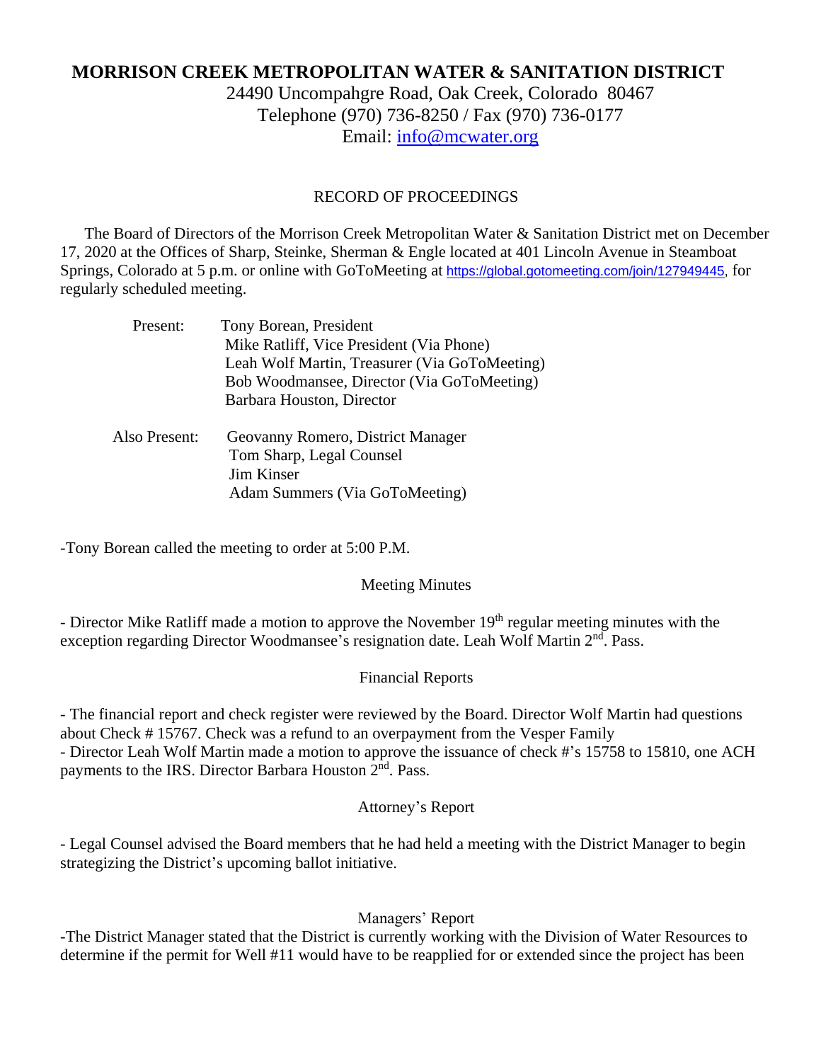# MORRISON CREEK METROPOLITAN WATER & SANITATION DISTRICT

24490 Uncompahgre Road, Oak Creek, Colorado 80467
Telephone (970) 736-8250 / Fax (970) 736-0177
Email: info@mcwater.org

## RECORD OF PROCEEDINGS

The Board of Directors of the Morrison Creek Metropolitan Water & Sanitation District met on December 17, 2020 at the Offices of Sharp, Steinke, Sherman & Engle located at 401 Lincoln Avenue in Steamboat Springs, Colorado at 5 p.m. or online with GoToMeeting at https://global.gotomeeting.com/join/127949445, for regularly scheduled meeting.

Present:
- Tony Borean, President
- Mike Ratliff, Vice President (Via Phone)
- Leah Wolf Martin, Treasurer (Via GoToMeeting)
- Bob Woodmansee, Director (Via GoToMeeting)
- Barbara Houston, Director

Also Present:
- Geovanny Romero, District Manager
- Tom Sharp, Legal Counsel
- Jim Kinser
- Adam Summers (Via GoToMeeting)

-Tony Borean called the meeting to order at 5:00 P.M.

### Meeting Minutes

- Director Mike Ratliff made a motion to approve the November 19th regular meeting minutes with the exception regarding Director Woodmansee's resignation date. Leah Wolf Martin 2nd. Pass.

### Financial Reports

- The financial report and check register were reviewed by the Board. Director Wolf Martin had questions about Check # 15767. Check was a refund to an overpayment from the Vesper Family
- Director Leah Wolf Martin made a motion to approve the issuance of check #'s 15758 to 15810, one ACH payments to the IRS. Director Barbara Houston 2nd. Pass.

### Attorney's Report

- Legal Counsel advised the Board members that he had held a meeting with the District Manager to begin strategizing the District's upcoming ballot initiative.

### Managers' Report

-The District Manager stated that the District is currently working with the Division of Water Resources to determine if the permit for Well #11 would have to be reapplied for or extended since the project has been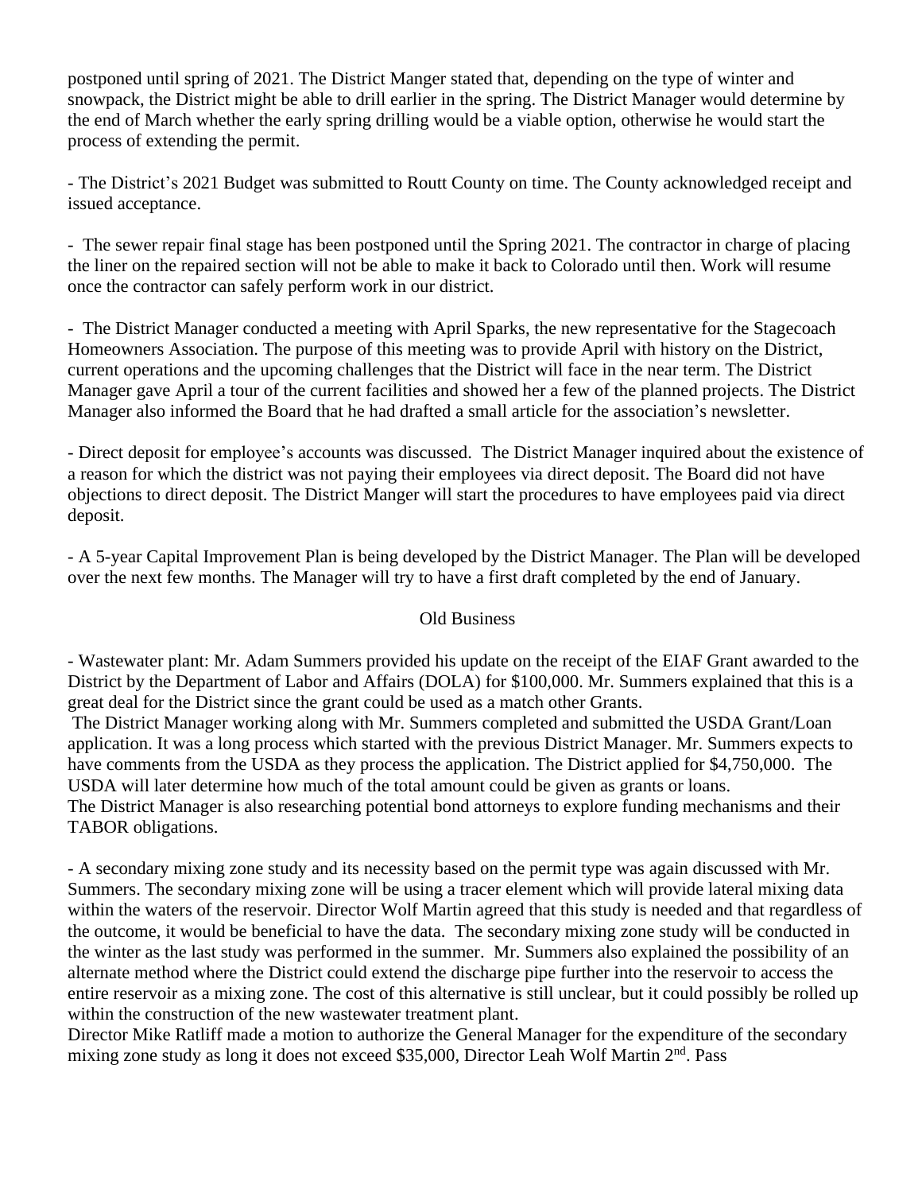postponed until spring of 2021. The District Manger stated that, depending on the type of winter and snowpack, the District might be able to drill earlier in the spring. The District Manager would determine by the end of March whether the early spring drilling would be a viable option, otherwise he would start the process of extending the permit.

- The District's 2021 Budget was submitted to Routt County on time. The County acknowledged receipt and issued acceptance.

- The sewer repair final stage has been postponed until the Spring 2021. The contractor in charge of placing the liner on the repaired section will not be able to make it back to Colorado until then. Work will resume once the contractor can safely perform work in our district.

- The District Manager conducted a meeting with April Sparks, the new representative for the Stagecoach Homeowners Association. The purpose of this meeting was to provide April with history on the District, current operations and the upcoming challenges that the District will face in the near term. The District Manager gave April a tour of the current facilities and showed her a few of the planned projects. The District Manager also informed the Board that he had drafted a small article for the association's newsletter.

- Direct deposit for employee's accounts was discussed. The District Manager inquired about the existence of a reason for which the district was not paying their employees via direct deposit. The Board did not have objections to direct deposit. The District Manger will start the procedures to have employees paid via direct deposit.

- A 5-year Capital Improvement Plan is being developed by the District Manager. The Plan will be developed over the next few months. The Manager will try to have a first draft completed by the end of January.

Old Business

- Wastewater plant: Mr. Adam Summers provided his update on the receipt of the EIAF Grant awarded to the District by the Department of Labor and Affairs (DOLA) for $100,000. Mr. Summers explained that this is a great deal for the District since the grant could be used as a match other Grants.
The District Manager working along with Mr. Summers completed and submitted the USDA Grant/Loan application. It was a long process which started with the previous District Manager. Mr. Summers expects to have comments from the USDA as they process the application. The District applied for $4,750,000. The USDA will later determine how much of the total amount could be given as grants or loans.
The District Manager is also researching potential bond attorneys to explore funding mechanisms and their TABOR obligations.

- A secondary mixing zone study and its necessity based on the permit type was again discussed with Mr. Summers. The secondary mixing zone will be using a tracer element which will provide lateral mixing data within the waters of the reservoir. Director Wolf Martin agreed that this study is needed and that regardless of the outcome, it would be beneficial to have the data. The secondary mixing zone study will be conducted in the winter as the last study was performed in the summer. Mr. Summers also explained the possibility of an alternate method where the District could extend the discharge pipe further into the reservoir to access the entire reservoir as a mixing zone. The cost of this alternative is still unclear, but it could possibly be rolled up within the construction of the new wastewater treatment plant.
Director Mike Ratliff made a motion to authorize the General Manager for the expenditure of the secondary mixing zone study as long it does not exceed $35,000, Director Leah Wolf Martin 2nd. Pass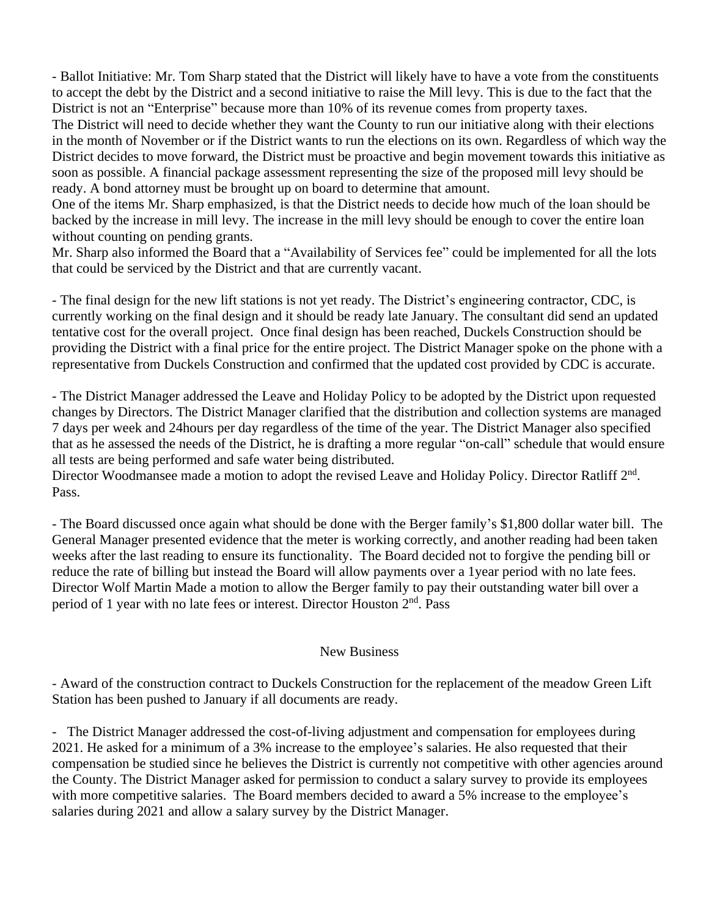- Ballot Initiative: Mr. Tom Sharp stated that the District will likely have to have a vote from the constituents to accept the debt by the District and a second initiative to raise the Mill levy. This is due to the fact that the District is not an "Enterprise" because more than 10% of its revenue comes from property taxes.
The District will need to decide whether they want the County to run our initiative along with their elections in the month of November or if the District wants to run the elections on its own. Regardless of which way the District decides to move forward, the District must be proactive and begin movement towards this initiative as soon as possible. A financial package assessment representing the size of the proposed mill levy should be ready. A bond attorney must be brought up on board to determine that amount.
One of the items Mr. Sharp emphasized, is that the District needs to decide how much of the loan should be backed by the increase in mill levy. The increase in the mill levy should be enough to cover the entire loan without counting on pending grants.
Mr. Sharp also informed the Board that a "Availability of Services fee" could be implemented for all the lots that could be serviced by the District and that are currently vacant.

- The final design for the new lift stations is not yet ready. The District's engineering contractor, CDC, is currently working on the final design and it should be ready late January. The consultant did send an updated tentative cost for the overall project. Once final design has been reached, Duckels Construction should be providing the District with a final price for the entire project. The District Manager spoke on the phone with a representative from Duckels Construction and confirmed that the updated cost provided by CDC is accurate.

- The District Manager addressed the Leave and Holiday Policy to be adopted by the District upon requested changes by Directors. The District Manager clarified that the distribution and collection systems are managed 7 days per week and 24hours per day regardless of the time of the year. The District Manager also specified that as he assessed the needs of the District, he is drafting a more regular "on-call" schedule that would ensure all tests are being performed and safe water being distributed.
Director Woodmansee made a motion to adopt the revised Leave and Holiday Policy. Director Ratliff 2nd. Pass.

- The Board discussed once again what should be done with the Berger family's $1,800 dollar water bill. The General Manager presented evidence that the meter is working correctly, and another reading had been taken weeks after the last reading to ensure its functionality. The Board decided not to forgive the pending bill or reduce the rate of billing but instead the Board will allow payments over a 1year period with no late fees. Director Wolf Martin Made a motion to allow the Berger family to pay their outstanding water bill over a period of 1 year with no late fees or interest. Director Houston 2nd. Pass

## New Business

- Award of the construction contract to Duckels Construction for the replacement of the meadow Green Lift Station has been pushed to January if all documents are ready.

- The District Manager addressed the cost-of-living adjustment and compensation for employees during 2021. He asked for a minimum of a 3% increase to the employee's salaries. He also requested that their compensation be studied since he believes the District is currently not competitive with other agencies around the County. The District Manager asked for permission to conduct a salary survey to provide its employees with more competitive salaries. The Board members decided to award a 5% increase to the employee's salaries during 2021 and allow a salary survey by the District Manager.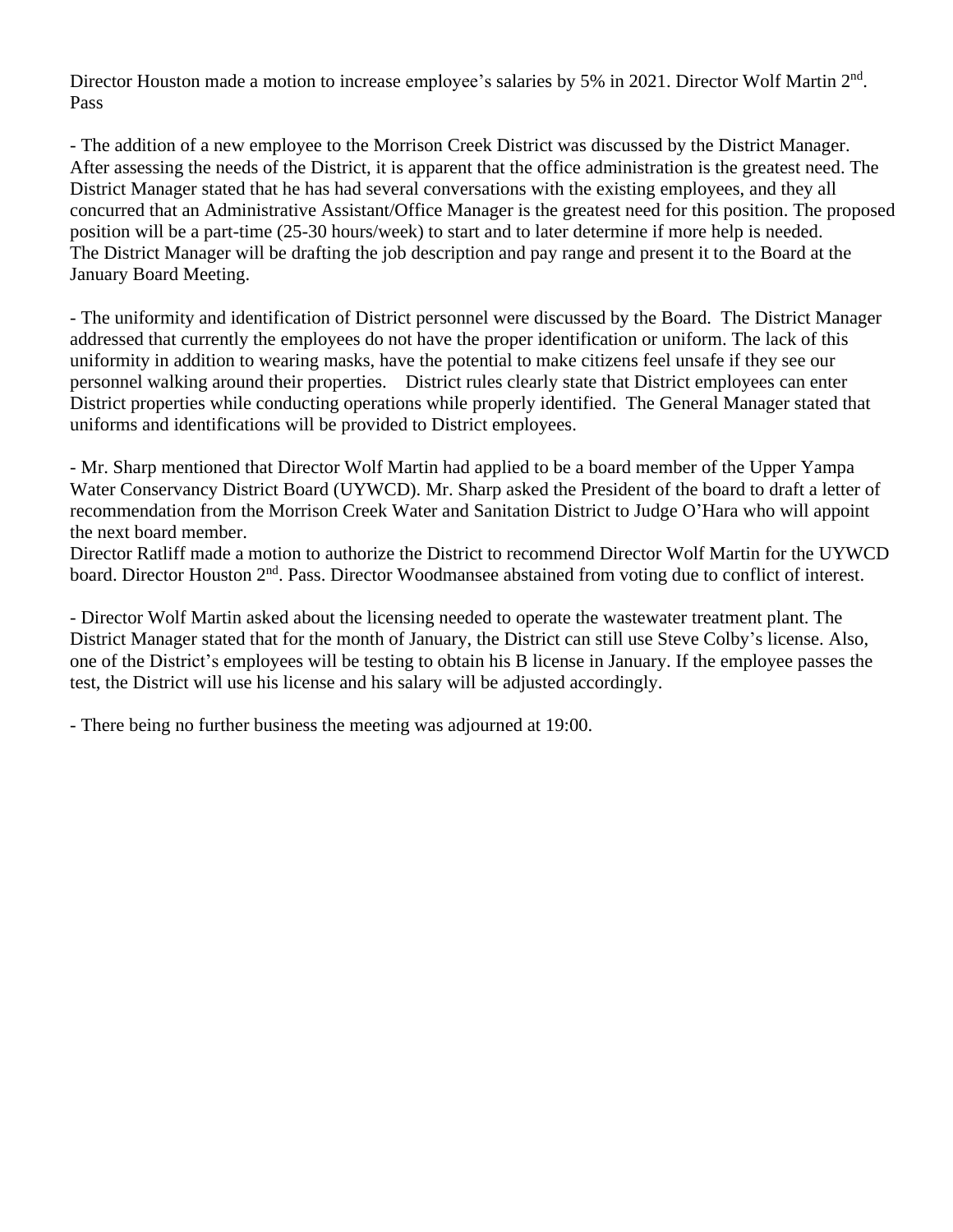Director Houston made a motion to increase employee's salaries by 5% in 2021. Director Wolf Martin 2nd. Pass

- The addition of a new employee to the Morrison Creek District was discussed by the District Manager. After assessing the needs of the District, it is apparent that the office administration is the greatest need. The District Manager stated that he has had several conversations with the existing employees, and they all concurred that an Administrative Assistant/Office Manager is the greatest need for this position. The proposed position will be a part-time (25-30 hours/week) to start and to later determine if more help is needed. The District Manager will be drafting the job description and pay range and present it to the Board at the January Board Meeting.

- The uniformity and identification of District personnel were discussed by the Board. The District Manager addressed that currently the employees do not have the proper identification or uniform. The lack of this uniformity in addition to wearing masks, have the potential to make citizens feel unsafe if they see our personnel walking around their properties. District rules clearly state that District employees can enter District properties while conducting operations while properly identified. The General Manager stated that uniforms and identifications will be provided to District employees.

- Mr. Sharp mentioned that Director Wolf Martin had applied to be a board member of the Upper Yampa Water Conservancy District Board (UYWCD). Mr. Sharp asked the President of the board to draft a letter of recommendation from the Morrison Creek Water and Sanitation District to Judge O'Hara who will appoint the next board member.
Director Ratliff made a motion to authorize the District to recommend Director Wolf Martin for the UYWCD board. Director Houston 2nd. Pass. Director Woodmansee abstained from voting due to conflict of interest.

- Director Wolf Martin asked about the licensing needed to operate the wastewater treatment plant. The District Manager stated that for the month of January, the District can still use Steve Colby's license. Also, one of the District's employees will be testing to obtain his B license in January. If the employee passes the test, the District will use his license and his salary will be adjusted accordingly.

- There being no further business the meeting was adjourned at 19:00.